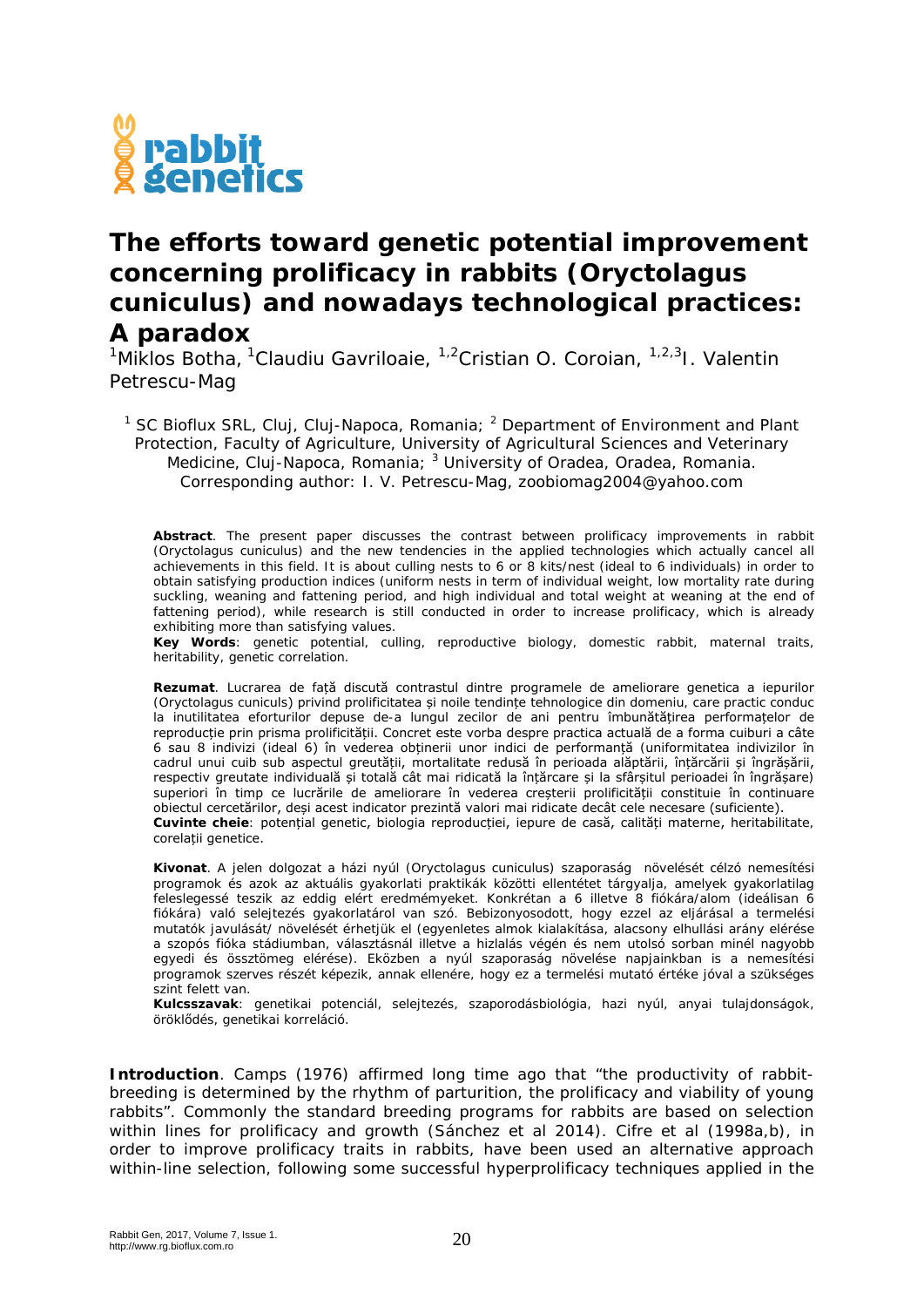# The efforts toward genetic potential improvement concerning prolificacy in rabbits (Oryctolagus cuniculus) and nowadays technological practices: A paradox

[1]Miklos Botha, [1]Claudiu Gavriloaie, [1,2]Cristian O. Coroian, [1,2,3]I. Valentin Petrescu-Mag

[1] SC Bioflux SRL, Cluj, Cluj-Napoca, Romania; [2] Department of Environment and Plant Protection, Faculty of Agriculture, University of Agricultural Sciences and Veterinary Medicine, Cluj-Napoca, Romania; [3] University of Oradea, Oradea, Romania. Corresponding author: I. V. Petrescu-Mag, zoobiomag2004@yahoo.com

**Abstract**. The present paper discusses the contrast between prolificacy improvements in rabbit (Oryctolagus cuniculus) and the new tendencies in the applied technologies which actually cancel all achievements in this field. It is about culling nests to 6 or 8 kits/nest (ideal to 6 individuals) in order to obtain satisfying production indices (uniform nests in term of individual weight, low mortality rate during suckling, weaning and fattening period, and high individual and total weight at weaning at the end of fattening period), while research is still conducted in order to increase prolificacy, which is already exhibiting more than satisfying values.

**Key Words**: genetic potential, culling, reproductive biology, domestic rabbit, maternal traits, heritability, genetic correlation.

**Rezumat**. Lucrarea de față discută contrastul dintre programele de ameliorare genetica a iepurilor (Oryctolagus cuniculs) privind prolificitatea și noile tendințe tehnologice din domeniu, care practic conduc la inutilitatea eforturilor depuse de-a lungul zecilor de ani pentru îmbunătățirea performațelor de reproducție prin prisma prolificității. Concret este vorba despre practica actuală de a forma cuiburi a câte 6 sau 8 indivizi (ideal 6) în vederea obținerii unor indici de performanță (uniformitatea indivizilor în cadrul unui cuib sub aspectul greutății, mortalitate redusă în perioada alăptării, înțărcării și îngrășării, respectiv greutate individuală și totală cât mai ridicată la înțărcare și la sfârșitul perioadei în îngrășare) superiori în timp ce lucrările de ameliorare în vederea creșterii prolificității constituie în continuare obiectul cercetărilor, deși acest indicator prezintă valori mai ridicate decât cele necesare (suficiente).

**Cuvinte cheie**: potențial genetic, biologia reproducției, iepure de casă, calități materne, heritabilitate, corelații genetice.

**Kivonat**. A jelen dolgozat a házi nyúl (Oryctolagus cuniculus) szaporaság növelését célzó nemesítési programok és azok az aktuális gyakorlati praktikák közötti ellentétet tárgyalja, amelyek gyakorlatilag feleslegessé teszik az eddig elért eredmémyeket. Konkrétan a 6 illetve 8 fiókára/alom (ideálisan 6 fiókára) való selejtezés gyakorlatáról van szó. Bebizonyosodott, hogy ezzel az eljárással a termelési mutatók javulását/ növelését érhetjük el (egyenletes almok kialakítása, alacsony elhullási arány elérése a szopós fióka stádiumban, választásnál illetve a hizlalás végén és nem utolsó sorban minél nagyobb egyedi és össztömeg elérése). Eközben a nyúl szaporaság növelése napjainkban is a nemesítési programok szerves részét képezik, annak ellenére, hogy ez a termelési mutató értéke jóval a szükséges szint felett van.

**Kulcsszavak**: genetikai potenciál, selejtezés, szaporodásbiológia, hazi nyúl, anyai tulajdonságok, öröklődés, genetikai korreláció.

**Introduction**. Camps (1976) affirmed long time ago that "the productivity of rabbit-breeding is determined by the rhythm of parturition, the prolificacy and viability of young rabbits". Commonly the standard breeding programs for rabbits are based on selection within lines for prolificacy and growth (Sánchez et al 2014). Cifre et al (1998a,b), in order to improve prolificacy traits in rabbits, have been used an alternative approach within-line selection, following some successful hyperprolificacy techniques applied in the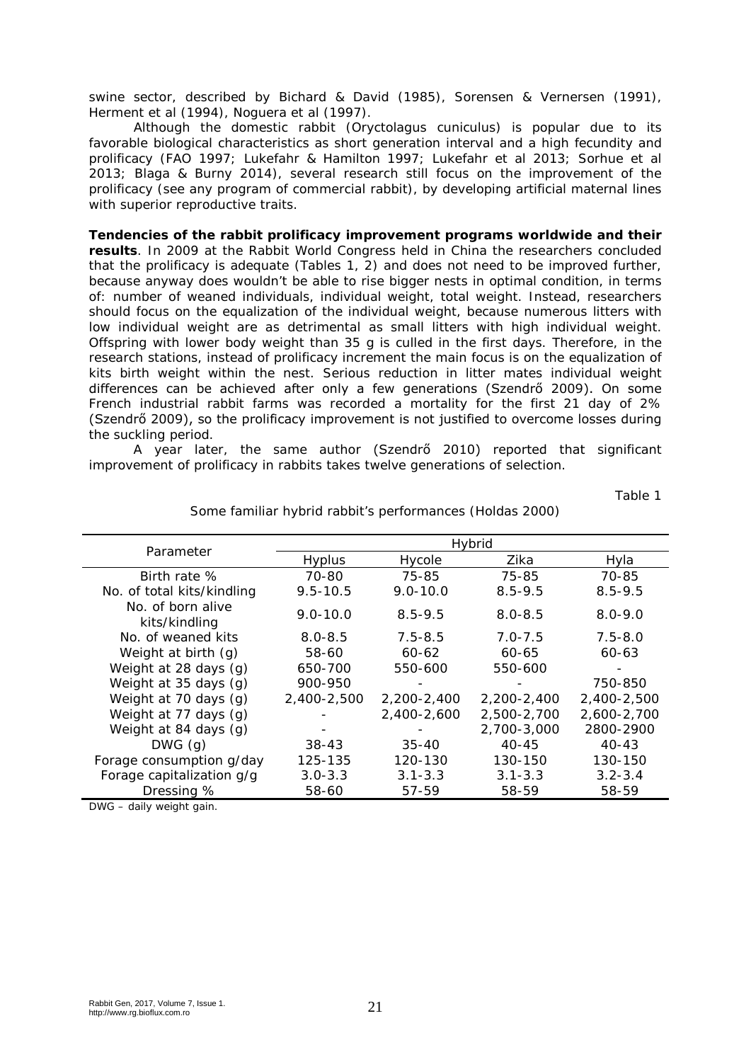swine sector, described by Bichard & David (1985), Sorensen & Vernersen (1991), Herment et al (1994), Noguera et al (1997).

Although the domestic rabbit (*Oryctolagus cuniculus*) is popular due to its favorable biological characteristics as short generation interval and a high fecundity and prolificacy (FAO 1997; Lukefahr & Hamilton 1997; Lukefahr et al 2013; Sorhue et al 2013; Blaga & Burny 2014), several research still focus on the improvement of the prolificacy (see any program of commercial rabbit), by developing artificial maternal lines with superior reproductive traits.

**Tendencies of the rabbit prolificacy improvement programs worldwide and their results**. In 2009 at the Rabbit World Congress held in China the researchers concluded that the prolificacy is adequate (Tables 1, 2) and does not need to be improved further, because anyway does wouldn't be able to rise bigger nests in optimal condition, in terms of: number of weaned individuals, individual weight, total weight. Instead, researchers should focus on the equalization of the individual weight, because numerous litters with low individual weight are as detrimental as small litters with high individual weight. Offspring with lower body weight than 35 g is culled in the first days. Therefore, in the research stations, instead of prolificacy increment the main focus is on the equalization of kits birth weight within the nest. Serious reduction in litter mates individual weight differences can be achieved after only a few generations (Szendrő 2009). On some French industrial rabbit farms was recorded a mortality for the first 21 day of 2% (Szendrő 2009), so the prolificacy improvement is not justified to overcome losses during the suckling period.

A year later, the same author (Szendrő 2010) reported that significant improvement of prolificacy in rabbits takes twelve generations of selection.

Table 1

Some familiar hybrid rabbit's performances (Holdas 2000)

| Parameter | Hybrid | | | |
|---|---|---|---|---|
| | Hyplus | Hycole | Zika | Hyla |
| Birth rate % | 70-80 | 75-85 | 75-85 | 70-85 |
| No. of total kits/kindling | 9.5-10.5 | 9.0-10.0 | 8.5-9.5 | 8.5-9.5 |
| No. of born alive kits/kindling | 9.0-10.0 | 8.5-9.5 | 8.0-8.5 | 8.0-9.0 |
| No. of weaned kits | 8.0-8.5 | 7.5-8.5 | 7.0-7.5 | 7.5-8.0 |
| Weight at birth (g) | 58-60 | 60-62 | 60-65 | 60-63 |
| Weight at 28 days (g) | 650-700 | 550-600 | 550-600 | - |
| Weight at 35 days (g) | 900-950 | - | - | 750-850 |
| Weight at 70 days (g) | 2,400-2,500 | 2,200-2,400 | 2,200-2,400 | 2,400-2,500 |
| Weight at 77 days (g) | - | 2,400-2,600 | 2,500-2,700 | 2,600-2,700 |
| Weight at 84 days (g) | - | - | 2,700-3,000 | 2800-2900 |
| DWG (g) | 38-43 | 35-40 | 40-45 | 40-43 |
| Forage consumption g/day | 125-135 | 120-130 | 130-150 | 130-150 |
| Forage capitalization g/g | 3.0-3.3 | 3.1-3.3 | 3.1-3.3 | 3.2-3.4 |
| Dressing % | 58-60 | 57-59 | 58-59 | 58-59 |

DWG – daily weight gain.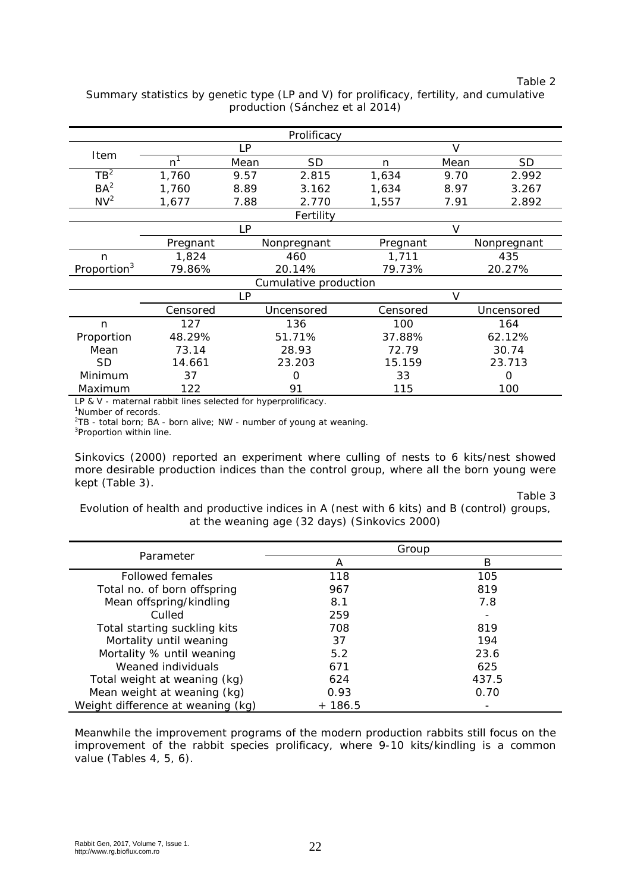Table 2

Summary statistics by genetic type (LP and V) for prolificacy, fertility, and cumulative production (Sánchez et al 2014)

| Item | LP | | | V | | |
|---|---|---|---|---|---|---|
| | **Prolificacy** | | | | | |
| | n[1] | Mean | SD | n | Mean | SD |
| TB[2] | 1,760 | 9.57 | 2.815 | 1,634 | 9.70 | 2.992 |
| BA[2] | 1,760 | 8.89 | 3.162 | 1,634 | 8.97 | 3.267 |
| NV[2] | 1,677 | 7.88 | 2.770 | 1,557 | 7.91 | 2.892 |
| | **Fertility** | | | | | |
| | LP | | | V | | |
| | Pregnant | Nonpregnant | | Pregnant | Nonpregnant | |
| n | 1,824 | 460 | | 1,711 | 435 | |
| Proportion[3] | 79.86% | 20.14% | | 79.73% | 20.27% | |
| | **Cumulative production** | | | | | |
| | LP | | | V | | |
| | Censored | Uncensored | | Censored | Uncensored | |
| n | 127 | 136 | | 100 | 164 | |
| Proportion | 48.29% | 51.71% | | 37.88% | 62.12% | |
| Mean | 73.14 | 28.93 | | 72.79 | 30.74 | |
| SD | 14.661 | 23.203 | | 15.159 | 23.713 | |
| Minimum | 37 | 0 | | 33 | 0 | |
| Maximum | 122 | 91 | | 115 | 100 | |

LP & V - maternal rabbit lines selected for hyperprolificacy.
[1]Number of records.
[2]TB - total born; BA - born alive; NW - number of young at weaning.
[3]Proportion within line.

Sinkovics (2000) reported an experiment where culling of nests to 6 kits/nest showed more desirable production indices than the control group, where all the born young were kept (Table 3).

Table 3

Evolution of health and productive indices in A (nest with 6 kits) and B (control) groups, at the weaning age (32 days) (Sinkovics 2000)

| Parameter | Group A | Group B |
|---|---|---|
| Followed females | 118 | 105 |
| Total no. of born offspring | 967 | 819 |
| Mean offspring/kindling | 8.1 | 7.8 |
| Culled | 259 | - |
| Total starting suckling kits | 708 | 819 |
| Mortality until weaning | 37 | 194 |
| Mortality % until weaning | 5.2 | 23.6 |
| Weaned individuals | 671 | 625 |
| Total weight at weaning (kg) | 624 | 437.5 |
| Mean weight at weaning (kg) | 0.93 | 0.70 |
| Weight difference at weaning (kg) | + 186.5 | - |

Meanwhile the improvement programs of the modern production rabbits still focus on the improvement of the rabbit species prolificacy, where 9-10 kits/kindling is a common value (Tables 4, 5, 6).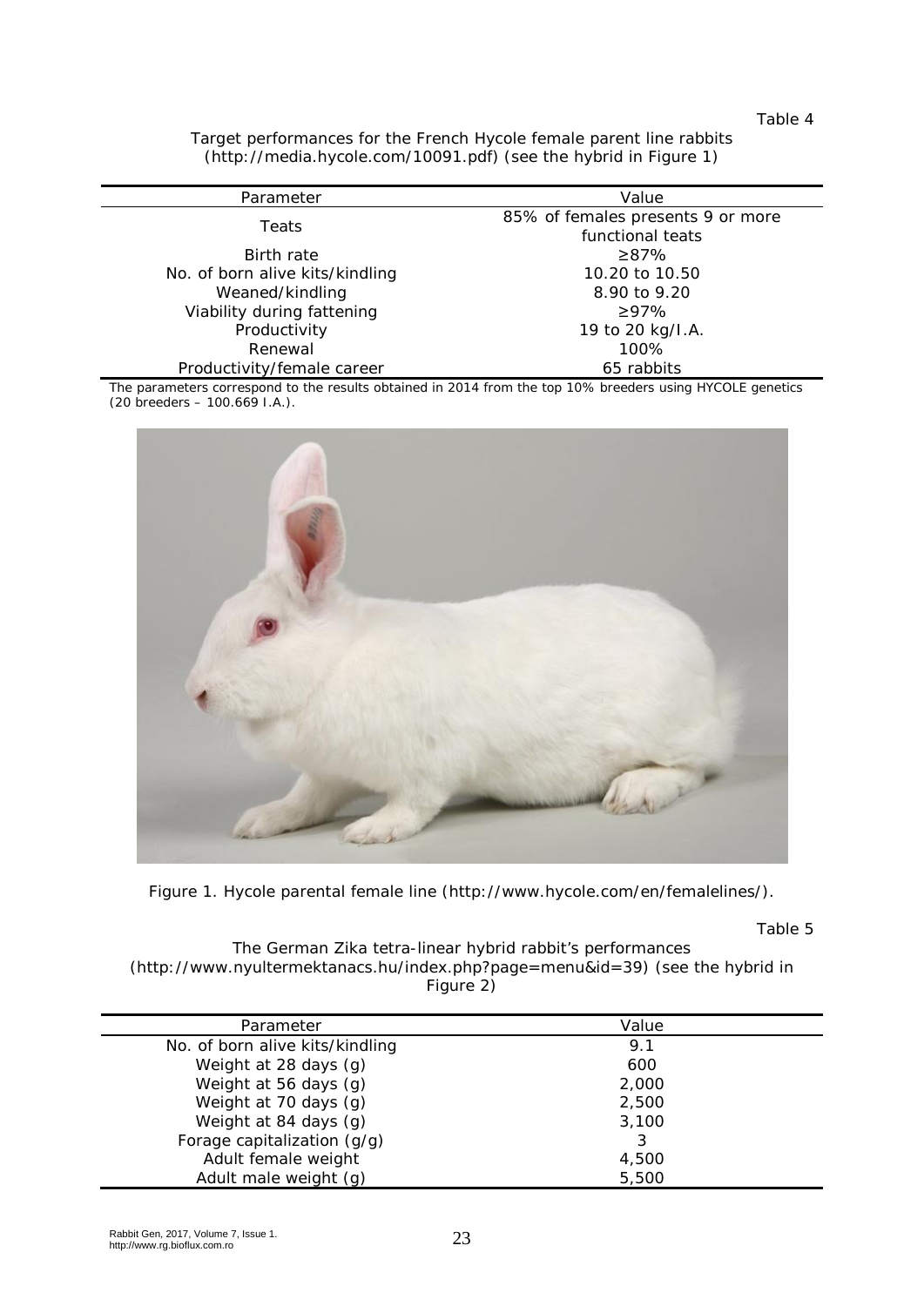Table 4

Target performances for the French Hycole female parent line rabbits (http://media.hycole.com/10091.pdf) (see the hybrid in Figure 1)

| Parameter | Value |
|---|---|
| Teats | 85% of females presents 9 or more functional teats |
| Birth rate | ≥87% |
| No. of born alive kits/kindling | 10.20 to 10.50 |
| Weaned/kindling | 8.90 to 9.20 |
| Viability during fattening | ≥97% |
| Productivity | 19 to 20 kg/I.A. |
| Renewal | 100% |
| Productivity/female career | 65 rabbits |

The parameters correspond to the results obtained in 2014 from the top 10% breeders using HYCOLE genetics (20 breeders – 100.669 I.A.).

Figure 1. Hycole parental female line (http://www.hycole.com/en/femalelines/).

Table 5

The German Zika tetra-linear hybrid rabbit's performances (http://www.nyultermektanacs.hu/index.php?page=menu&id=39) (see the hybrid in Figure 2)

| Parameter | Value |
|---|---|
| No. of born alive kits/kindling | 9.1 |
| Weight at 28 days (g) | 600 |
| Weight at 56 days (g) | 2,000 |
| Weight at 70 days (g) | 2,500 |
| Weight at 84 days (g) | 3,100 |
| Forage capitalization (g/g) | 3 |
| Adult female weight | 4,500 |
| Adult male weight (g) | 5,500 |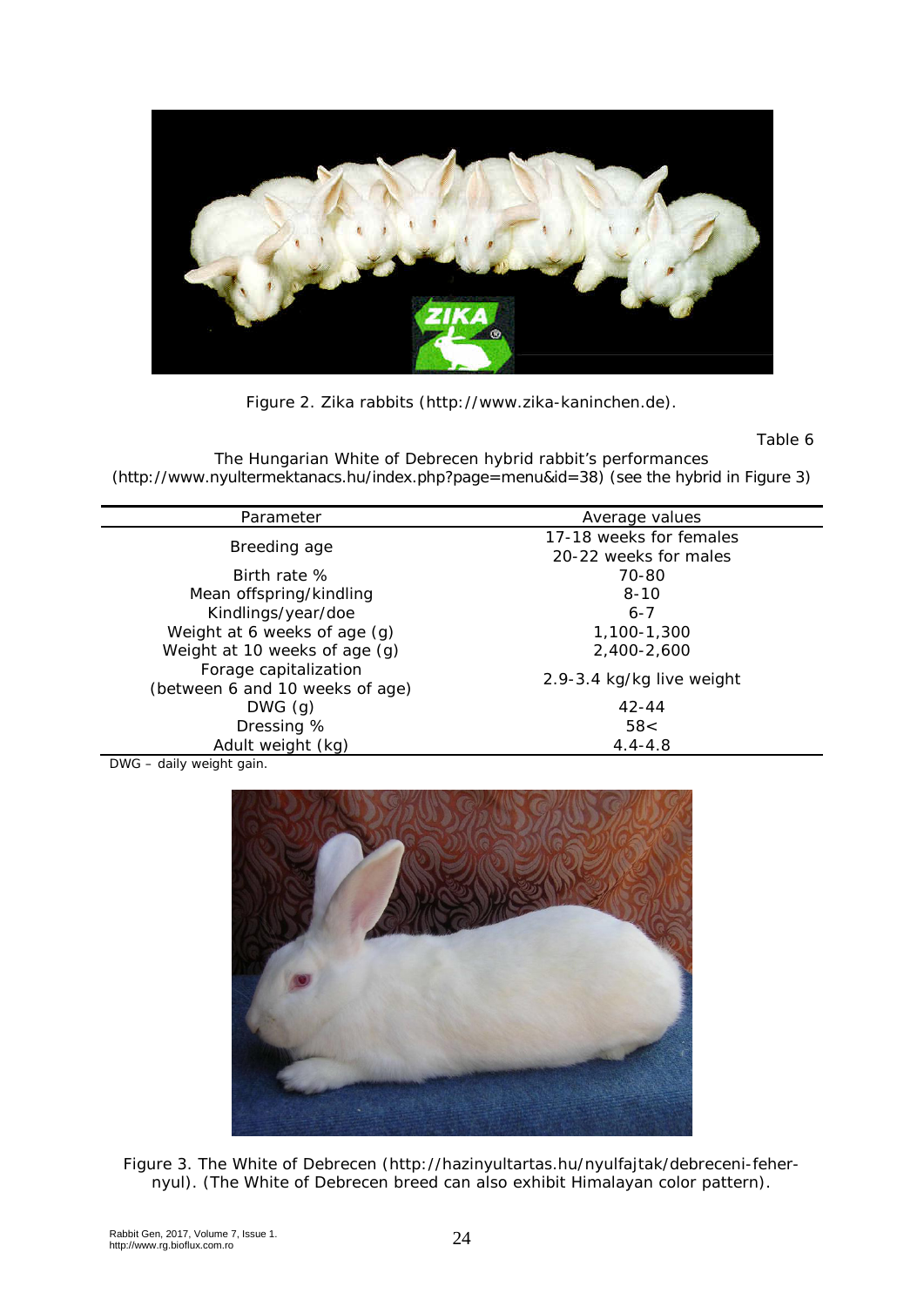Figure 2. Zika rabbits (http://www.zika-kaninchen.de).

Table 6

The Hungarian White of Debrecen hybrid rabbit's performances (http://www.nyultermektanacs.hu/index.php?page=menu&id=38) (see the hybrid in Figure 3)

| Parameter | Average values |
|---|---|
| Breeding age | 17-18 weeks for females<br>20-22 weeks for males |
| Birth rate % | 70-80 |
| Mean offspring/kindling | 8-10 |
| Kindlings/year/doe | 6-7 |
| Weight at 6 weeks of age (g) | 1,100-1,300 |
| Weight at 10 weeks of age (g) | 2,400-2,600 |
| Forage capitalization (between 6 and 10 weeks of age) | 2.9-3.4 kg/kg live weight |
| DWG (g) | 42-44 |
| Dressing % | 58< |
| Adult weight (kg) | 4.4-4.8 |

DWG – daily weight gain.

Figure 3. The White of Debrecen (http://hazinyultartas.hu/nyulfajtak/debreceni-feher-nyul). (The White of Debrecen breed can also exhibit Himalayan color pattern).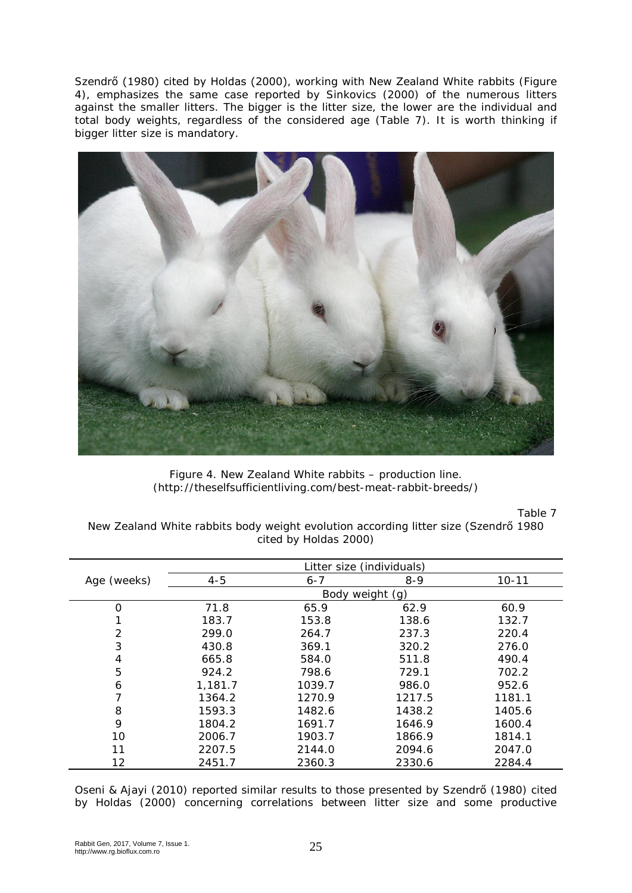Szendrő (1980) cited by Holdas (2000), working with New Zealand White rabbits (Figure 4), emphasizes the same case reported by Sinkovics (2000) of the numerous litters against the smaller litters. The bigger is the litter size, the lower are the individual and total body weights, regardless of the considered age (Table 7). It is worth thinking if bigger litter size is mandatory.

Figure 4. New Zealand White rabbits – production line.
(http://theselfsufficientliving.com/best-meat-rabbit-breeds/)

Table 7

New Zealand White rabbits body weight evolution according litter size (Szendrő 1980 cited by Holdas 2000)

| Age (weeks) | Litter size (individuals) | | | |
|---|---|---|---|---|
| | 4-5 | 6-7 | 8-9 | 10-11 |
| | Body weight (g) | | | |
| 0 | 71.8 | 65.9 | 62.9 | 60.9 |
| 1 | 183.7 | 153.8 | 138.6 | 132.7 |
| 2 | 299.0 | 264.7 | 237.3 | 220.4 |
| 3 | 430.8 | 369.1 | 320.2 | 276.0 |
| 4 | 665.8 | 584.0 | 511.8 | 490.4 |
| 5 | 924.2 | 798.6 | 729.1 | 702.2 |
| 6 | 1,181.7 | 1039.7 | 986.0 | 952.6 |
| 7 | 1364.2 | 1270.9 | 1217.5 | 1181.1 |
| 8 | 1593.3 | 1482.6 | 1438.2 | 1405.6 |
| 9 | 1804.2 | 1691.7 | 1646.9 | 1600.4 |
| 10 | 2006.7 | 1903.7 | 1866.9 | 1814.1 |
| 11 | 2207.5 | 2144.0 | 2094.6 | 2047.0 |
| 12 | 2451.7 | 2360.3 | 2330.6 | 2284.4 |

Oseni & Ajayi (2010) reported similar results to those presented by Szendrő (1980) cited by Holdas (2000) concerning correlations between litter size and some productive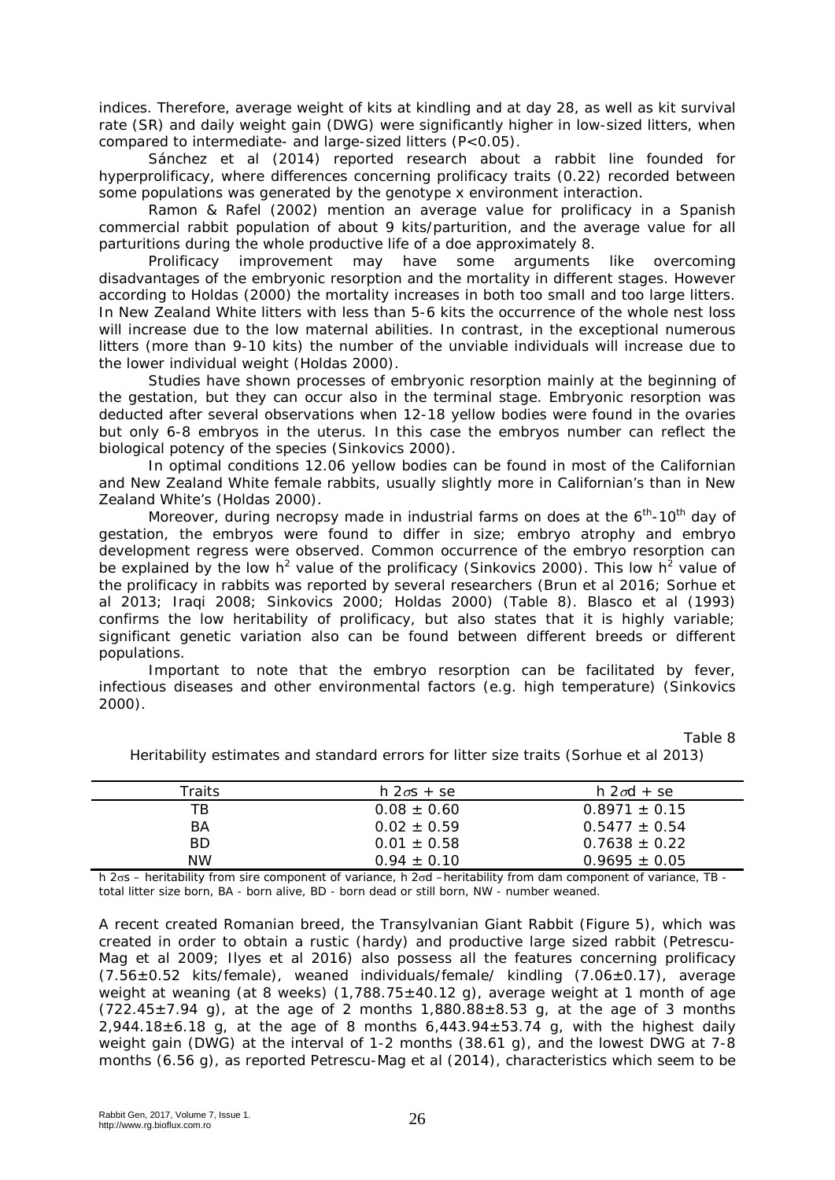indices. Therefore, average weight of kits at kindling and at day 28, as well as kit survival rate (SR) and daily weight gain (DWG) were significantly higher in low-sized litters, when compared to intermediate- and large-sized litters ($P<0.05$).

Sánchez et al (2014) reported research about a rabbit line founded for hyperprolificacy, where differences concerning prolificacy traits (0.22) recorded between some populations was generated by the genotype x environment interaction.

Ramon & Rafel (2002) mention an average value for prolificacy in a Spanish commercial rabbit population of about 9 kits/parturition, and the average value for all parturitions during the whole productive life of a doe approximately 8.

Prolificacy improvement may have some arguments like overcoming disadvantages of the embryonic resorption and the mortality in different stages. However according to Holdas (2000) the mortality increases in both too small and too large litters. In New Zealand White litters with less than 5-6 kits the occurrence of the whole nest loss will increase due to the low maternal abilities. In contrast, in the exceptional numerous litters (more than 9-10 kits) the number of the unviable individuals will increase due to the lower individual weight (Holdas 2000).

Studies have shown processes of embryonic resorption mainly at the beginning of the gestation, but they can occur also in the terminal stage. Embryonic resorption was deducted after several observations when 12-18 yellow bodies were found in the ovaries but only 6-8 embryos in the uterus. In this case the embryos number can reflect the biological potency of the species (Sinkovics 2000).

In optimal conditions 12.06 yellow bodies can be found in most of the Californian and New Zealand White female rabbits, usually slightly more in Californian's than in New Zealand White's (Holdas 2000).

Moreover, during necropsy made in industrial farms on does at the $6^{th}$-$10^{th}$ day of gestation, the embryos were found to differ in size; embryo atrophy and embryo development regress were observed. Common occurrence of the embryo resorption can be explained by the low $h^2$ value of the prolificacy (Sinkovics 2000). This low $h^2$ value of the prolificacy in rabbits was reported by several researchers (Brun et al 2016; Sorhue et al 2013; Iraqi 2008; Sinkovics 2000; Holdas 2000) (Table 8). Blasco et al (1993) confirms the low heritability of prolificacy, but also states that it is highly variable; significant genetic variation also can be found between different breeds or different populations.

Important to note that the embryo resorption can be facilitated by fever, infectious diseases and other environmental factors (e.g. high temperature) (Sinkovics 2000).

Table 8

Heritability estimates and standard errors for litter size traits (Sorhue et al 2013)

| Traits | $h^2\sigma s$ + se | $h^2\sigma d$ + se |
|---|---|---|
| TB | 0.08 ± 0.60 | 0.8971 ± 0.15 |
| BA | 0.02 ± 0.59 | 0.5477 ± 0.54 |
| BD | 0.01 ± 0.58 | 0.7638 ± 0.22 |
| NW | 0.94 ± 0.10 | 0.9695 ± 0.05 |

$h^2\sigma s$ – heritability from sire component of variance, $h^2\sigma d$ – heritability from dam component of variance, TB - total litter size born, BA - born alive, BD - born dead or still born, NW - number weaned.

A recent created Romanian breed, the Transylvanian Giant Rabbit (Figure 5), which was created in order to obtain a rustic (hardy) and productive large sized rabbit (Petrescu-Mag et al 2009; Ilyes et al 2016) also possess all the features concerning prolificacy (7.56±0.52 kits/female), weaned individuals/female/ kindling (7.06±0.17), average weight at weaning (at 8 weeks) (1,788.75±40.12 g), average weight at 1 month of age (722.45±7.94 g), at the age of 2 months 1,880.88±8.53 g, at the age of 3 months 2,944.18±6.18 g, at the age of 8 months 6,443.94±53.74 g, with the highest daily weight gain (DWG) at the interval of 1-2 months (38.61 g), and the lowest DWG at 7-8 months (6.56 g), as reported Petrescu-Mag et al (2014), characteristics which seem to be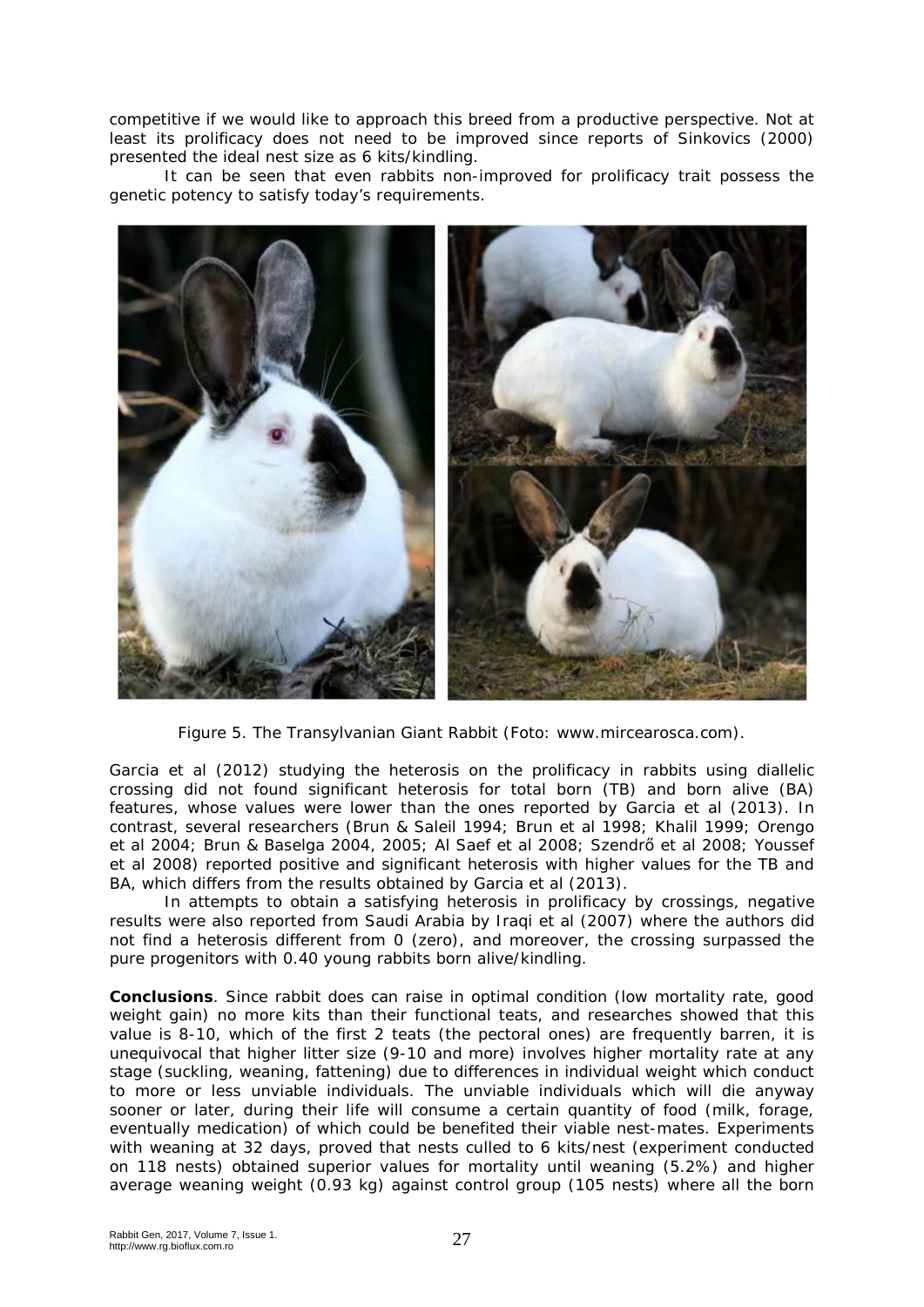competitive if we would like to approach this breed from a productive perspective. Not at least its prolificacy does not need to be improved since reports of Sinkovics (2000) presented the ideal nest size as 6 kits/kindling.

It can be seen that even rabbits non-improved for prolificacy trait possess the genetic potency to satisfy today's requirements.

Figure 5. The Transylvanian Giant Rabbit (Foto: www.mircearosca.com).

Garcia et al (2012) studying the heterosis on the prolificacy in rabbits using diallelic crossing did not found significant heterosis for total born (TB) and born alive (BA) features, whose values were lower than the ones reported by Garcia et al (2013). In contrast, several researchers (Brun & Saleil 1994; Brun et al 1998; Khalil 1999; Orengo et al 2004; Brun & Baselga 2004, 2005; Al Saef et al 2008; Szendrő et al 2008; Youssef et al 2008) reported positive and significant heterosis with higher values for the TB and BA, which differs from the results obtained by Garcia et al (2013).

In attempts to obtain a satisfying heterosis in prolificacy by crossings, negative results were also reported from Saudi Arabia by Iraqi et al (2007) where the authors did not find a heterosis different from 0 (zero), and moreover, the crossing surpassed the pure progenitors with 0.40 young rabbits born alive/kindling.

**Conclusions**. Since rabbit does can raise in optimal condition (low mortality rate, good weight gain) no more kits than their functional teats, and researches showed that this value is 8-10, which of the first 2 teats (the pectoral ones) are frequently barren, it is unequivocal that higher litter size (9-10 and more) involves higher mortality rate at any stage (suckling, weaning, fattening) due to differences in individual weight which conduct to more or less unviable individuals. The unviable individuals which will die anyway sooner or later, during their life will consume a certain quantity of food (milk, forage, eventually medication) of which could be benefited their viable nest-mates. Experiments with weaning at 32 days, proved that nests culled to 6 kits/nest (experiment conducted on 118 nests) obtained superior values for mortality until weaning (5.2%) and higher average weaning weight (0.93 kg) against control group (105 nests) where all the born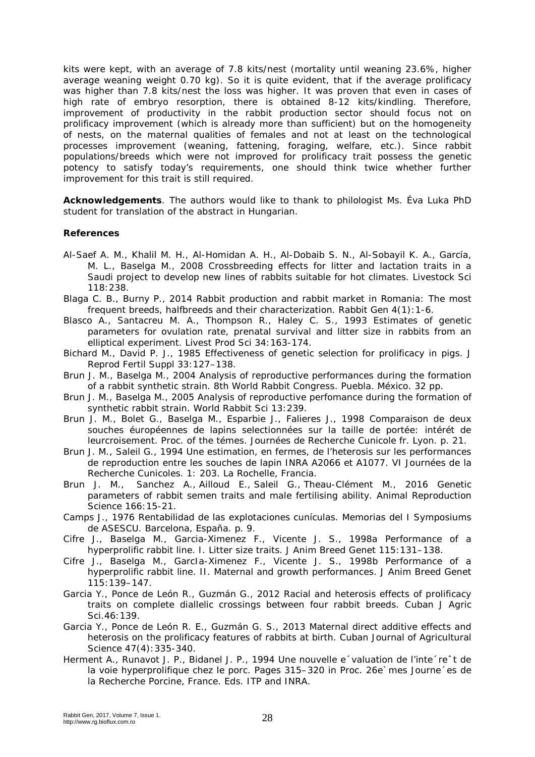kits were kept, with an average of 7.8 kits/nest (mortality until weaning 23.6%, higher average weaning weight 0.70 kg). So it is quite evident, that if the average prolificacy was higher than 7.8 kits/nest the loss was higher. It was proven that even in cases of high rate of embryo resorption, there is obtained 8-12 kits/kindling. Therefore, improvement of productivity in the rabbit production sector should focus not on prolificacy improvement (which is already more than sufficient) but on the homogeneity of nests, on the maternal qualities of females and not at least on the technological processes improvement (weaning, fattening, foraging, welfare, etc.). Since rabbit populations/breeds which were not improved for prolificacy trait possess the genetic potency to satisfy today's requirements, one should think twice whether further improvement for this trait is still required.

**Acknowledgements**. The authors would like to thank to philologist Ms. Éva Luka PhD student for translation of the abstract in Hungarian.

**References**

Al-Saef A. M., Khalil M. H., Al-Homidan A. H., Al-Dobaib S. N., Al-Sobayil K. A., García, M. L., Baselga M., 2008 Crossbreeding effects for litter and lactation traits in a Saudi project to develop new lines of rabbits suitable for hot climates. Livestock Sci 118:238.

Blaga C. B., Burny P., 2014 Rabbit production and rabbit market in Romania: The most frequent breeds, halfbreeds and their characterization. Rabbit Gen 4(1):1-6.

Blasco A., Santacreu M. A., Thompson R., Haley C. S., 1993 Estimates of genetic parameters for ovulation rate, prenatal survival and litter size in rabbits from an elliptical experiment. Livest Prod Sci 34:163-174.

Bichard M., David P. J., 1985 Effectiveness of genetic selection for prolificacy in pigs. J Reprod Fertil Suppl 33:127–138.

Brun J. M., Baselga M., 2004 Analysis of reproductive performances during the formation of a rabbit synthetic strain. 8th World Rabbit Congress. Puebla. México. 32 pp.

Brun J. M., Baselga M., 2005 Analysis of reproductive perfomance during the formation of synthetic rabbit strain. World Rabbit Sci 13:239.

Brun J. M., Bolet G., Baselga M., Esparbie J., Falieres J., 1998 Comparaison de deux souches éuropéennes de lapins selectionnées sur la taille de portée: intérét de leurcroisement. Proc. of the témes. Journées de Recherche Cunicole fr. Lyon. p. 21.

Brun J. M., Saleil G., 1994 Une estimation, en fermes, de l'heterosis sur les performances de reproduction entre les souches de lapin INRA A2066 et A1077. VI Journées de la Recherche Cunicoles. 1: 203. La Rochelle, Francia.

Brun J. M., Sanchez A., Ailloud E., Saleil G., Theau-Clément M., 2016 Genetic parameters of rabbit semen traits and male fertilising ability. Animal Reproduction Science 166:15-21.

Camps J., 1976 Rentabilidad de las explotaciones cunículas. Memorias del I Symposiums de ASESCU. Barcelona, España. p. 9.

Cifre J., Baselga M., Garcia-Ximenez F., Vicente J. S., 1998a Performance of a hyperprolific rabbit line. I. Litter size traits. J Anim Breed Genet 115:131–138.

Cifre J., Baselga M., GarcIa-Ximenez F., Vicente J. S., 1998b Performance of a hyperprolific rabbit line. II. Maternal and growth performances. J Anim Breed Genet 115:139–147.

Garcia Y., Ponce de León R., Guzmán G., 2012 Racial and heterosis effects of prolificacy traits on complete diallelic crossings between four rabbit breeds. Cuban J Agric Sci.46:139.

Garcia Y., Ponce de León R. E., Guzmán G. S., 2013 Maternal direct additive effects and heterosis on the prolificacy features of rabbits at birth. Cuban Journal of Agricultural Science 47(4):335-340.

Herment A., Runavot J. P., Bidanel J. P., 1994 Une nouvelle e´valuation de l'inte´reˆt de la voie hyperprolifique chez le porc. Pages 315–320 in Proc. 26e`mes Journe´es de la Recherche Porcine, France. Eds. ITP and INRA.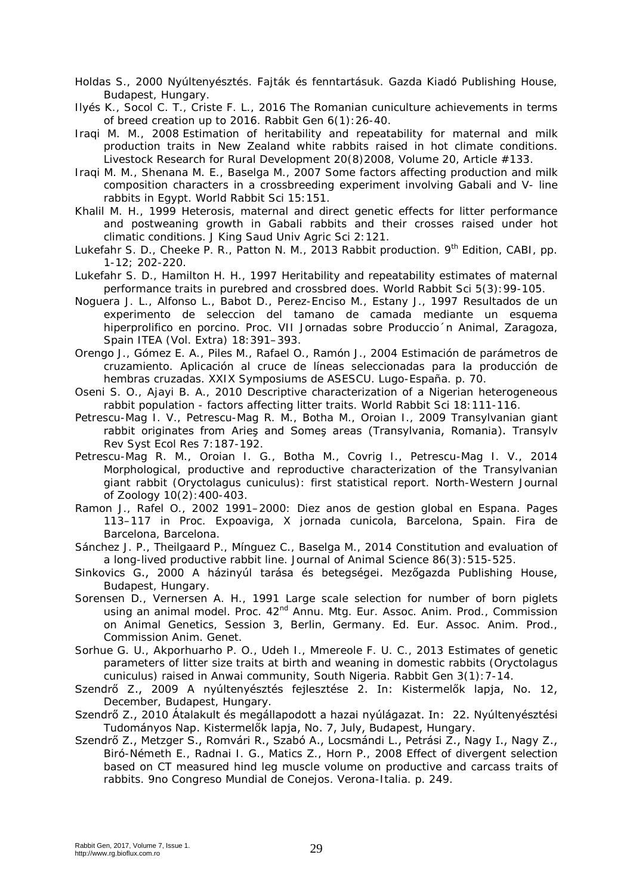Holdas S., 2000 Nyúltenyésztés. Fajták és fenntartásuk. Gazda Kiadó Publishing House, Budapest, Hungary.

Ilyés K., Socol C. T., Criste F. L., 2016 The Romanian cuniculture achievements in terms of breed creation up to 2016. Rabbit Gen 6(1):26-40.

Iraqi M. M., 2008 Estimation of heritability and repeatability for maternal and milk production traits in New Zealand white rabbits raised in hot climate conditions. Livestock Research for Rural Development 20(8)2008, Volume 20, Article #133.

Iraqi M. M., Shenana M. E., Baselga M., 2007 Some factors affecting production and milk composition characters in a crossbreeding experiment involving Gabali and V- line rabbits in Egypt. World Rabbit Sci 15:151.

Khalil M. H., 1999 Heterosis, maternal and direct genetic effects for litter performance and postweaning growth in Gabali rabbits and their crosses raised under hot climatic conditions. J King Saud Univ Agric Sci 2:121.

Lukefahr S. D., Cheeke P. R., Patton N. M., 2013 Rabbit production. 9th Edition, CABI, pp. 1-12; 202-220.

Lukefahr S. D., Hamilton H. H., 1997 Heritability and repeatability estimates of maternal performance traits in purebred and crossbred does. World Rabbit Sci 5(3):99-105.

Noguera J. L., Alfonso L., Babot D., Perez-Enciso M., Estany J., 1997 Resultados de un experimento de seleccion del tamano de camada mediante un esquema hiperprolifico en porcino. Proc. VII Jornadas sobre Produccio´n Animal, Zaragoza, Spain ITEA (Vol. Extra) 18:391–393.

Orengo J., Gómez E. A., Piles M., Rafael O., Ramón J., 2004 Estimación de parámetros de cruzamiento. Aplicación al cruce de líneas seleccionadas para la producción de hembras cruzadas. XXIX Symposiums de ASESCU. Lugo-España. p. 70.

Oseni S. O., Ajayi B. A., 2010 Descriptive characterization of a Nigerian heterogeneous rabbit population - factors affecting litter traits. World Rabbit Sci 18:111-116.

Petrescu-Mag I. V., Petrescu-Mag R. M., Botha M., Oroian I., 2009 Transylvanian giant rabbit originates from Arieş and Someş areas (Transylvania, Romania). Transylv Rev Syst Ecol Res 7:187-192.

Petrescu-Mag R. M., Oroian I. G., Botha M., Covrig I., Petrescu-Mag I. V., 2014 Morphological, productive and reproductive characterization of the Transylvanian giant rabbit (Oryctolagus cuniculus): first statistical report. North-Western Journal of Zoology 10(2):400-403.

Ramon J., Rafel O., 2002 1991–2000: Diez anos de gestion global en Espana. Pages 113–117 in Proc. Expoaviga, X jornada cunicola, Barcelona, Spain. Fira de Barcelona, Barcelona.

Sánchez J. P., Theilgaard P., Mínguez C., Baselga M., 2014 Constitution and evaluation of a long-lived productive rabbit line. Journal of Animal Science 86(3):515-525.

Sinkovics G., 2000 A házinyúl tarása és betegségei. Mezőgazda Publishing House, Budapest, Hungary.

Sorensen D., Vernersen A. H., 1991 Large scale selection for number of born piglets using an animal model. Proc. 42nd Annu. Mtg. Eur. Assoc. Anim. Prod., Commission on Animal Genetics, Session 3, Berlin, Germany. Ed. Eur. Assoc. Anim. Prod., Commission Anim. Genet.

Sorhue G. U., Akporhuarho P. O., Udeh I., Mmereole F. U. C., 2013 Estimates of genetic parameters of litter size traits at birth and weaning in domestic rabbits (Oryctolagus cuniculus) raised in Anwai community, South Nigeria. Rabbit Gen 3(1):7-14.

Szendrő Z., 2009 A nyúltenyésztés fejlesztése 2. In: Kistermelők lapja, No. 12, December, Budapest, Hungary.

Szendrő Z., 2010 Átalakult és megállapodott a hazai nyúlágazat. In: 22. Nyúltenyésztési Tudományos Nap. Kistermelők lapja, No. 7, July, Budapest, Hungary.

Szendrő Z., Metzger S., Romvári R., Szabó A., Locsmándi L., Petrási Z., Nagy I., Nagy Z., Biró-Németh E., Radnai I. G., Matics Z., Horn P., 2008 Effect of divergent selection based on CT measured hind leg muscle volume on productive and carcass traits of rabbits. 9no Congreso Mundial de Conejos. Verona-Italia. p. 249.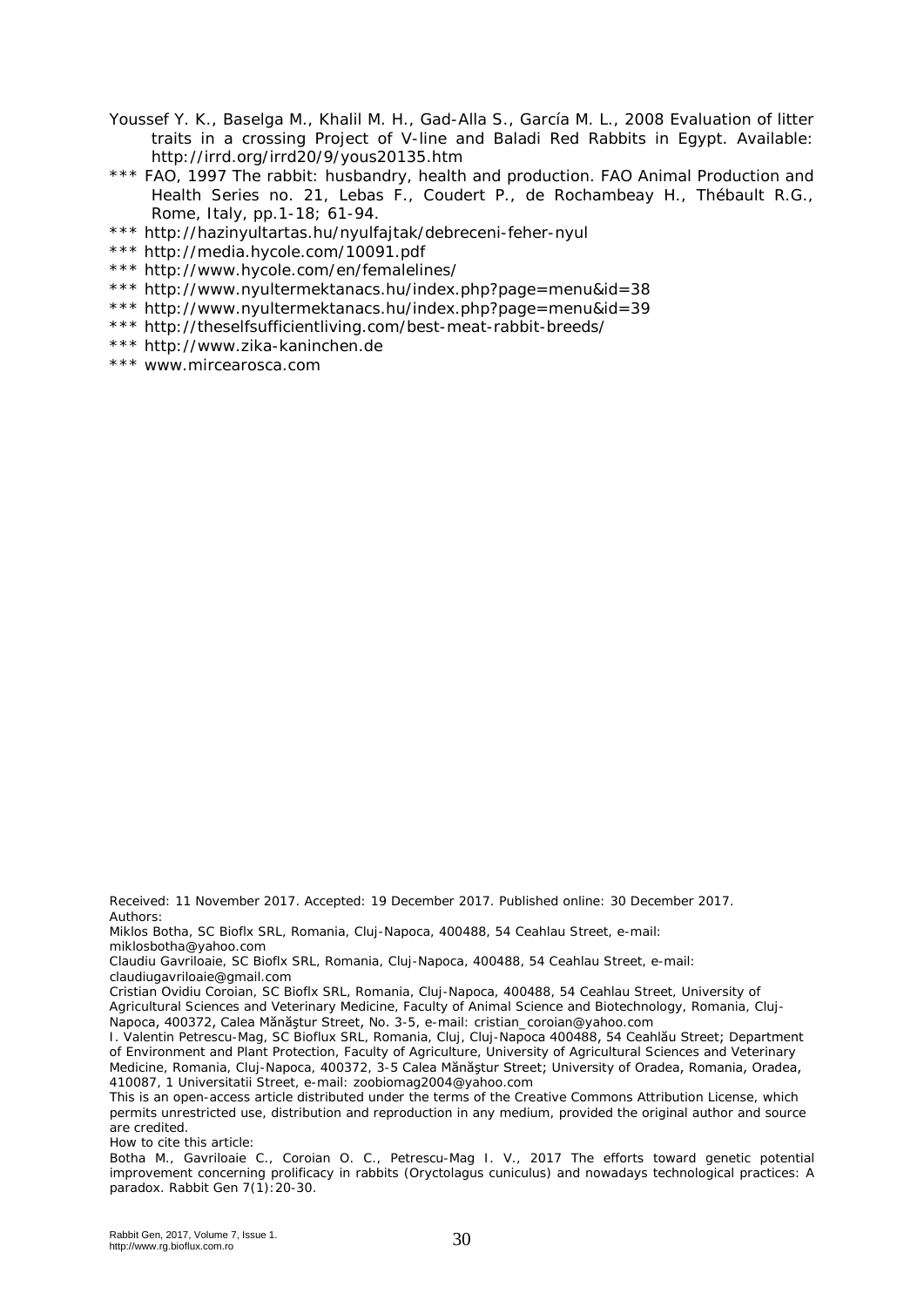Youssef Y. K., Baselga M., Khalil M. H., Gad-Alla S., García M. L., 2008 Evaluation of litter traits in a crossing Project of V-line and Baladi Red Rabbits in Egypt. Available: http://irrd.org/irrd20/9/yous20135.htm

*** FAO, 1997 The rabbit: husbandry, health and production. FAO Animal Production and Health Series no. 21, Lebas F., Coudert P., de Rochambeay H., Thébault R.G., Rome, Italy, pp.1-18; 61-94.

*** http://hazinyultartas.hu/nyulfajtak/debreceni-feher-nyul

*** http://media.hycole.com/10091.pdf

*** http://www.hycole.com/en/femalelines/

*** http://www.nyultermektanacs.hu/index.php?page=menu&id=38

*** http://www.nyultermektanacs.hu/index.php?page=menu&id=39

*** http://theselfsufficientliving.com/best-meat-rabbit-breeds/

*** http://www.zika-kaninchen.de

*** www.mircearosca.com

Received: 11 November 2017. Accepted: 19 December 2017. Published online: 30 December 2017.

Authors:

Miklos Botha, SC Bioflx SRL, Romania, Cluj-Napoca, 400488, 54 Ceahlau Street, e-mail: miklosbotha@yahoo.com

Claudiu Gavriloaie, SC Bioflx SRL, Romania, Cluj-Napoca, 400488, 54 Ceahlau Street, e-mail: claudiugavriloaie@gmail.com

Cristian Ovidiu Coroian, SC Bioflx SRL, Romania, Cluj-Napoca, 400488, 54 Ceahlau Street, University of Agricultural Sciences and Veterinary Medicine, Faculty of Animal Science and Biotechnology, Romania, Cluj-Napoca, 400372, Calea Mănăştur Street, No. 3-5, e-mail: cristian_coroian@yahoo.com

I. Valentin Petrescu-Mag, SC Bioflux SRL, Romania, Cluj, Cluj-Napoca 400488, 54 Ceahlău Street; Department of Environment and Plant Protection, Faculty of Agriculture, University of Agricultural Sciences and Veterinary Medicine, Romania, Cluj-Napoca, 400372, 3-5 Calea Mănăştur Street; University of Oradea, Romania, Oradea, 410087, 1 Universitatii Street, e-mail: zoobiomag2004@yahoo.com

This is an open-access article distributed under the terms of the Creative Commons Attribution License, which permits unrestricted use, distribution and reproduction in any medium, provided the original author and source are credited.

How to cite this article:

Botha M., Gavriloaie C., Coroian O. C., Petrescu-Mag I. V., 2017 The efforts toward genetic potential improvement concerning prolificacy in rabbits (Oryctolagus cuniculus) and nowadays technological practices: A paradox. Rabbit Gen 7(1):20-30.